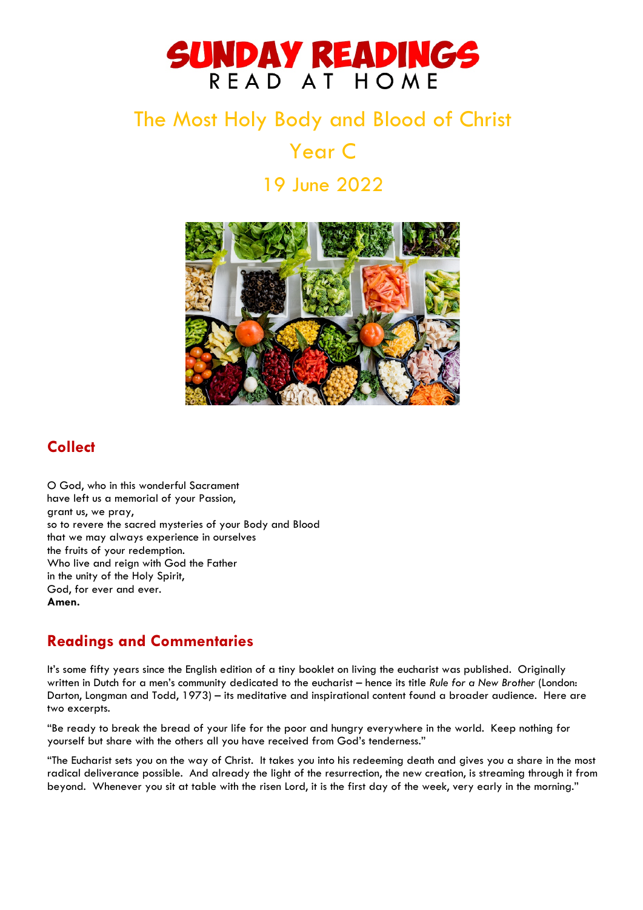# SUNDAY READINGS

READ AT HOME

## The Most Holy Body and Blood of Christ

## Year C

## 19 June 2022

## Collect

O God, who in this wonderful Sacrament
have left us a memorial of your Passion,
grant us, we pray,
so to revere the sacred mysteries of your Body and Blood
that we may always experience in ourselves
the fruits of your redemption.
Who live and reign with God the Father
in the unity of the Holy Spirit,
God, for ever and ever.
**Amen.**

## Readings and Commentaries

It's some fifty years since the English edition of a tiny booklet on living the eucharist was published. Originally written in Dutch for a men's community dedicated to the eucharist – hence its title *Rule for a New Brother* (London: Darton, Longman and Todd, 1973) – its meditative and inspirational content found a broader audience. Here are two excerpts.

"Be ready to break the bread of your life for the poor and hungry everywhere in the world. Keep nothing for yourself but share with the others all you have received from God's tenderness."

"The Eucharist sets you on the way of Christ. It takes you into his redeeming death and gives you a share in the most radical deliverance possible. And already the light of the resurrection, the new creation, is streaming through it from beyond. Whenever you sit at table with the risen Lord, it is the first day of the week, very early in the morning."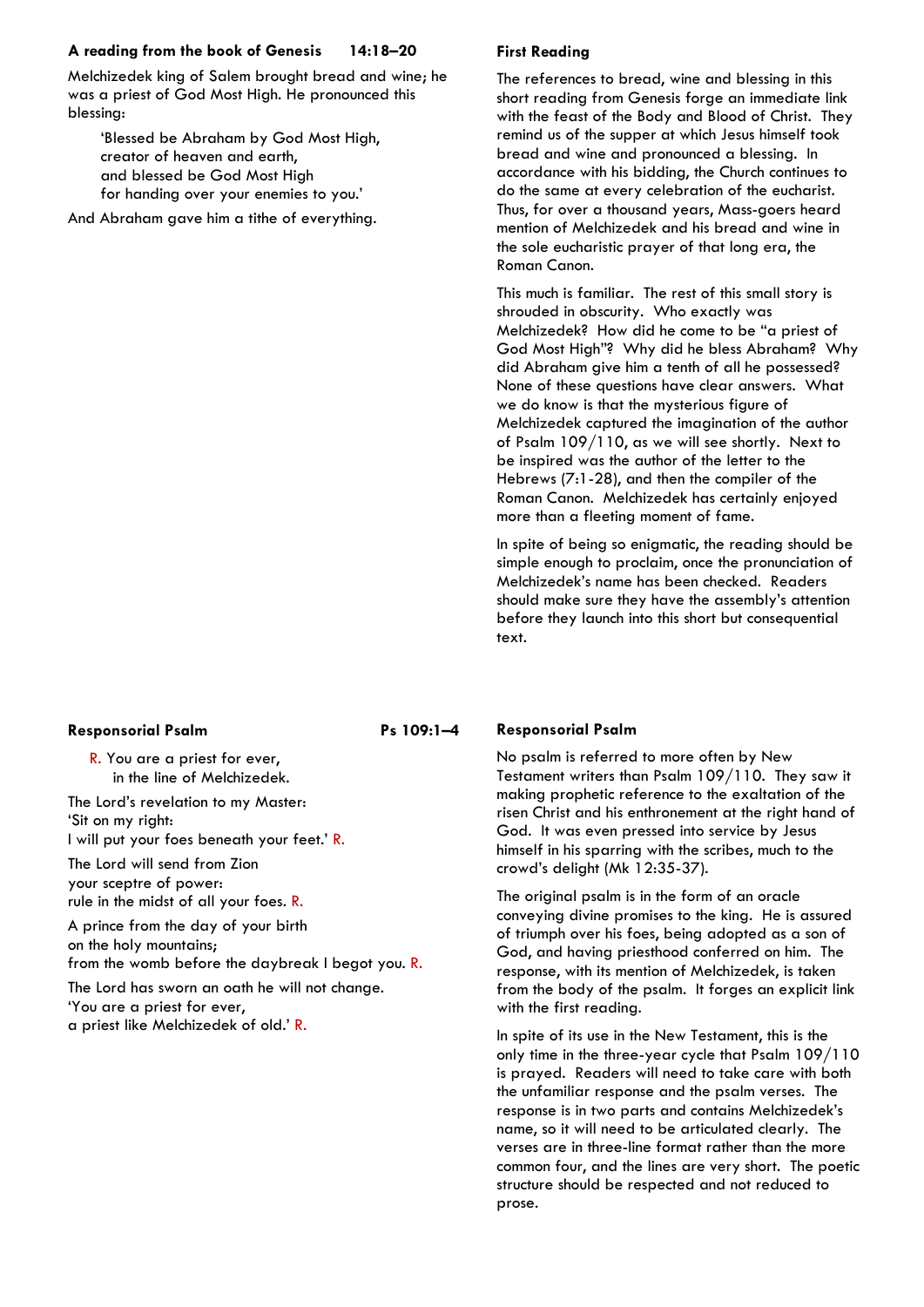**A reading from the book of Genesis 14:18–20**

Melchizedek king of Salem brought bread and wine; he was a priest of God Most High. He pronounced this blessing:

> 'Blessed be Abraham by God Most High,
> creator of heaven and earth,
> and blessed be God Most High
> for handing over your enemies to you.'

And Abraham gave him a tithe of everything.

**First Reading**

The references to bread, wine and blessing in this short reading from Genesis forge an immediate link with the feast of the Body and Blood of Christ. They remind us of the supper at which Jesus himself took bread and wine and pronounced a blessing. In accordance with his bidding, the Church continues to do the same at every celebration of the eucharist. Thus, for over a thousand years, Mass-goers heard mention of Melchizedek and his bread and wine in the sole eucharistic prayer of that long era, the Roman Canon.

This much is familiar. The rest of this small story is shrouded in obscurity. Who exactly was Melchizedek? How did he come to be "a priest of God Most High"? Why did he bless Abraham? Why did Abraham give him a tenth of all he possessed? None of these questions have clear answers. What we do know is that the mysterious figure of Melchizedek captured the imagination of the author of Psalm 109/110, as we will see shortly. Next to be inspired was the author of the letter to the Hebrews (7:1-28), and then the compiler of the Roman Canon. Melchizedek has certainly enjoyed more than a fleeting moment of fame.

In spite of being so enigmatic, the reading should be simple enough to proclaim, once the pronunciation of Melchizedek's name has been checked. Readers should make sure they have the assembly's attention before they launch into this short but consequential text.

**Responsorial Psalm Ps 109:1–4**

R. You are a priest for ever,
in the line of Melchizedek.

The Lord's revelation to my Master:
'Sit on my right:
I will put your foes beneath your feet.' R.

The Lord will send from Zion
your sceptre of power:
rule in the midst of all your foes. R.

A prince from the day of your birth
on the holy mountains;
from the womb before the daybreak I begot you. R.

The Lord has sworn an oath he will not change.
'You are a priest for ever,
a priest like Melchizedek of old.' R.

**Responsorial Psalm**

No psalm is referred to more often by New Testament writers than Psalm 109/110. They saw it making prophetic reference to the exaltation of the risen Christ and his enthronement at the right hand of God. It was even pressed into service by Jesus himself in his sparring with the scribes, much to the crowd's delight (Mk 12:35-37).

The original psalm is in the form of an oracle conveying divine promises to the king. He is assured of triumph over his foes, being adopted as a son of God, and having priesthood conferred on him. The response, with its mention of Melchizedek, is taken from the body of the psalm. It forges an explicit link with the first reading.

In spite of its use in the New Testament, this is the only time in the three-year cycle that Psalm 109/110 is prayed. Readers will need to take care with both the unfamiliar response and the psalm verses. The response is in two parts and contains Melchizedek's name, so it will need to be articulated clearly. The verses are in three-line format rather than the more common four, and the lines are very short. The poetic structure should be respected and not reduced to prose.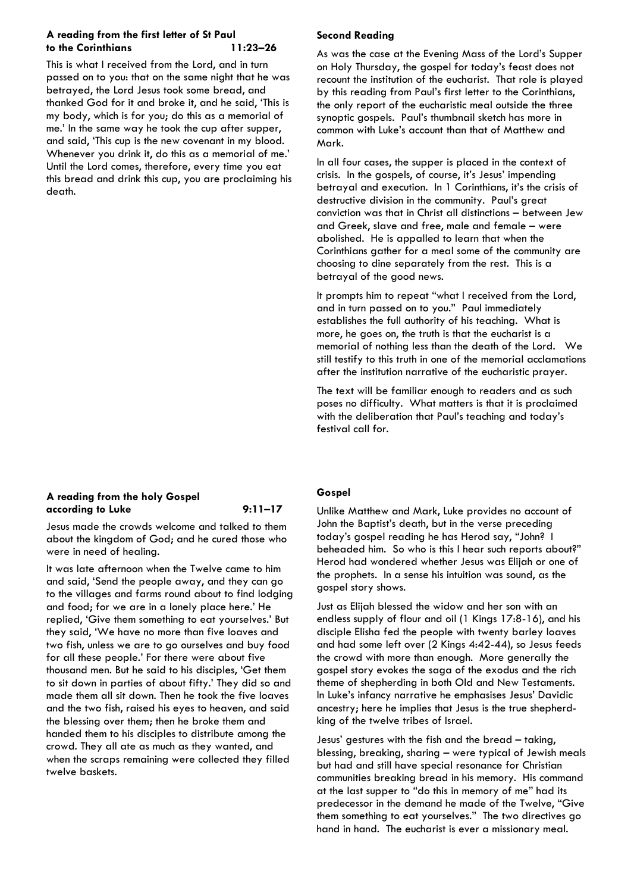### A reading from the first letter of St Paul to the Corinthians 11:23–26

This is what I received from the Lord, and in turn passed on to you: that on the same night that he was betrayed, the Lord Jesus took some bread, and thanked God for it and broke it, and he said, 'This is my body, which is for you; do this as a memorial of me.' In the same way he took the cup after supper, and said, 'This cup is the new covenant in my blood. Whenever you drink it, do this as a memorial of me.' Until the Lord comes, therefore, every time you eat this bread and drink this cup, you are proclaiming his death.

### Second Reading

As was the case at the Evening Mass of the Lord's Supper on Holy Thursday, the gospel for today's feast does not recount the institution of the eucharist. That role is played by this reading from Paul's first letter to the Corinthians, the only report of the eucharistic meal outside the three synoptic gospels. Paul's thumbnail sketch has more in common with Luke's account than that of Matthew and Mark.

In all four cases, the supper is placed in the context of crisis. In the gospels, of course, it's Jesus' impending betrayal and execution. In 1 Corinthians, it's the crisis of destructive division in the community. Paul's great conviction was that in Christ all distinctions – between Jew and Greek, slave and free, male and female – were abolished. He is appalled to learn that when the Corinthians gather for a meal some of the community are choosing to dine separately from the rest. This is a betrayal of the good news.

It prompts him to repeat "what I received from the Lord, and in turn passed on to you." Paul immediately establishes the full authority of his teaching. What is more, he goes on, the truth is that the eucharist is a memorial of nothing less than the death of the Lord. We still testify to this truth in one of the memorial acclamations after the institution narrative of the eucharistic prayer.

The text will be familiar enough to readers and as such poses no difficulty. What matters is that it is proclaimed with the deliberation that Paul's teaching and today's festival call for.

### A reading from the holy Gospel according to Luke 9:11–17

Jesus made the crowds welcome and talked to them about the kingdom of God; and he cured those who were in need of healing.

It was late afternoon when the Twelve came to him and said, 'Send the people away, and they can go to the villages and farms round about to find lodging and food; for we are in a lonely place here.' He replied, 'Give them something to eat yourselves.' But they said, 'We have no more than five loaves and two fish, unless we are to go ourselves and buy food for all these people.' For there were about five thousand men. But he said to his disciples, 'Get them to sit down in parties of about fifty.' They did so and made them all sit down. Then he took the five loaves and the two fish, raised his eyes to heaven, and said the blessing over them; then he broke them and handed them to his disciples to distribute among the crowd. They all ate as much as they wanted, and when the scraps remaining were collected they filled twelve baskets.

### Gospel

Unlike Matthew and Mark, Luke provides no account of John the Baptist's death, but in the verse preceding today's gospel reading he has Herod say, "John? I beheaded him. So who is this I hear such reports about?" Herod had wondered whether Jesus was Elijah or one of the prophets. In a sense his intuition was sound, as the gospel story shows.

Just as Elijah blessed the widow and her son with an endless supply of flour and oil (1 Kings 17:8-16), and his disciple Elisha fed the people with twenty barley loaves and had some left over (2 Kings 4:42-44), so Jesus feeds the crowd with more than enough. More generally the gospel story evokes the saga of the exodus and the rich theme of shepherding in both Old and New Testaments. In Luke's infancy narrative he emphasises Jesus' Davidic ancestry; here he implies that Jesus is the true shepherd-king of the twelve tribes of Israel.

Jesus' gestures with the fish and the bread – taking, blessing, breaking, sharing – were typical of Jewish meals but had and still have special resonance for Christian communities breaking bread in his memory. His command at the last supper to "do this in memory of me" had its predecessor in the demand he made of the Twelve, "Give them something to eat yourselves." The two directives go hand in hand. The eucharist is ever a missionary meal.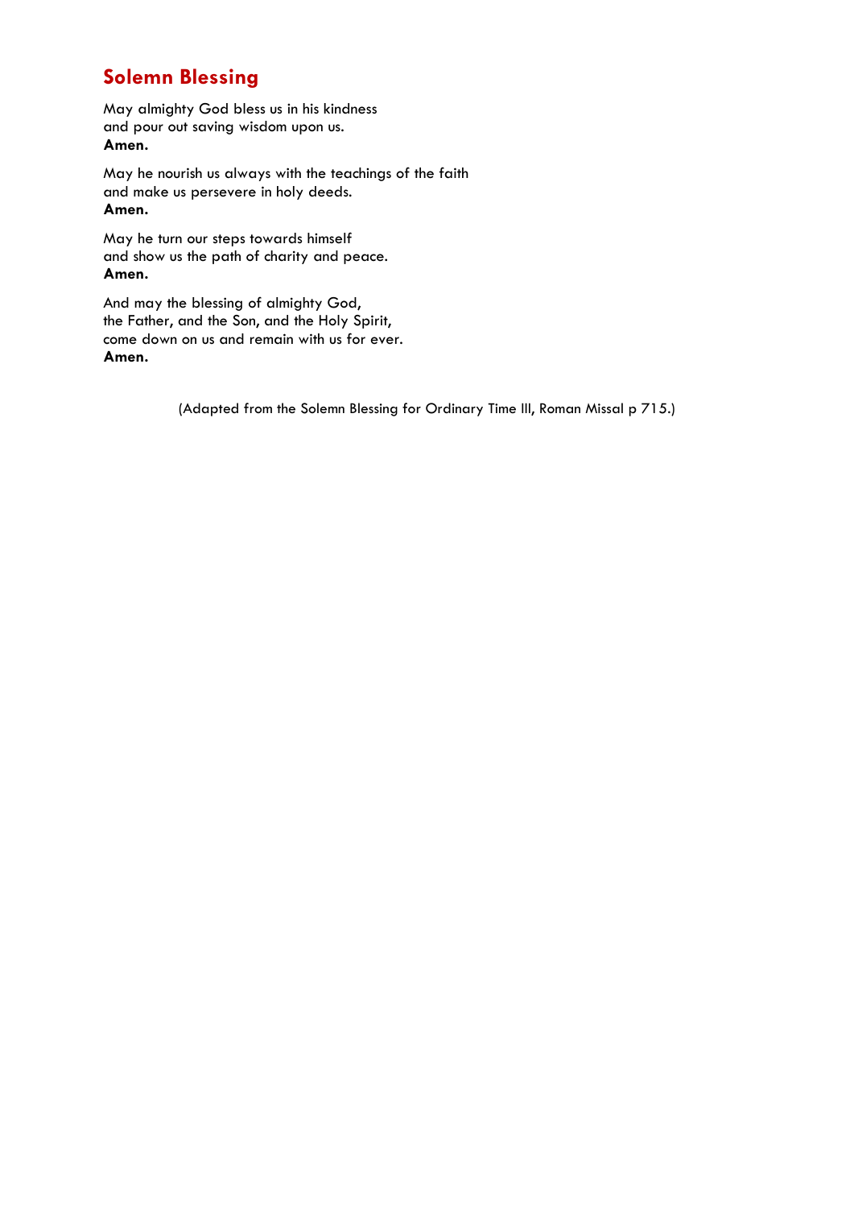## Solemn Blessing

May almighty God bless us in his kindness
and pour out saving wisdom upon us.
**Amen.**

May he nourish us always with the teachings of the faith
and make us persevere in holy deeds.
**Amen.**

May he turn our steps towards himself
and show us the path of charity and peace.
**Amen.**

And may the blessing of almighty God,
the Father, and the Son, and the Holy Spirit,
come down on us and remain with us for ever.
**Amen.**

(Adapted from the Solemn Blessing for Ordinary Time III, Roman Missal p 715.)